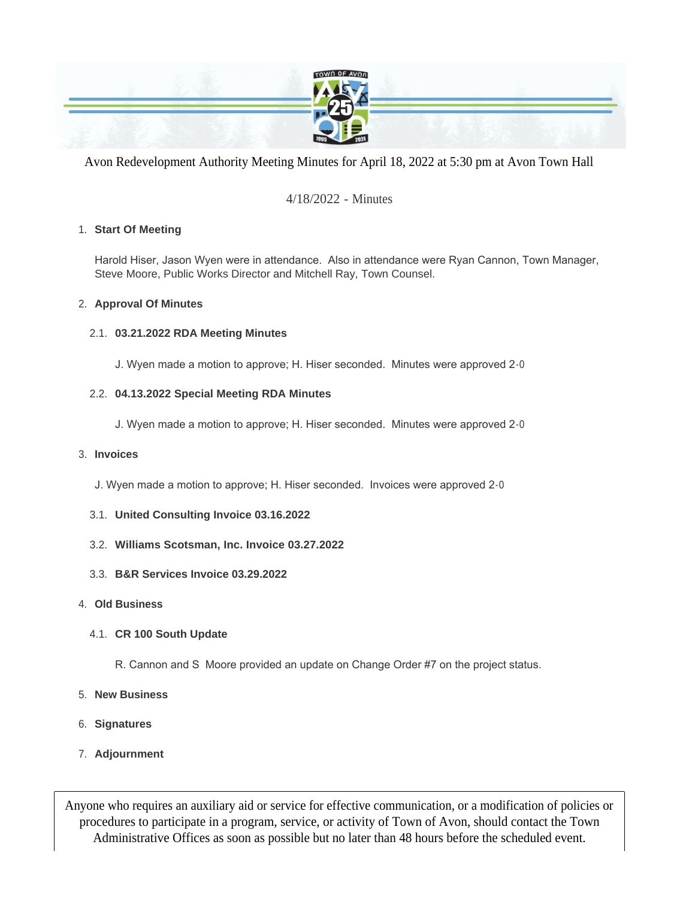Avon Redevelopment Authority Meeting Minutes for April 18, 2022 at 5:30 pm at Avon Town Hall

4/18/2022 - Minutes

1. **Start Of Meeting**

   Harold Hiser, Jason Wyen were in attendance. Also in attendance were Ryan Cannon, Town Manager, Steve Moore, Public Works Director and Mitchell Ray, Town Counsel.

2. **Approval Of Minutes**

   2.1. **03.21.2022 RDA Meeting Minutes**

   J. Wyen made a motion to approve; H. Hiser seconded. Minutes were approved 2-0

   2.2. **04.13.2022 Special Meeting RDA Minutes**

   J. Wyen made a motion to approve; H. Hiser seconded. Minutes were approved 2-0

3. **Invoices**

   J. Wyen made a motion to approve; H. Hiser seconded. Invoices were approved 2-0

   3.1. **United Consulting Invoice 03.16.2022**

   3.2. **Williams Scotsman, Inc. Invoice 03.27.2022**

   3.3. **B&R Services Invoice 03.29.2022**

4. **Old Business**

   4.1. **CR 100 South Update**

   R. Cannon and S Moore provided an update on Change Order #7 on the project status.

5. **New Business**

6. **Signatures**

7. **Adjournment**

Anyone who requires an auxiliary aid or service for effective communication, or a modification of policies or procedures to participate in a program, service, or activity of Town of Avon, should contact the Town Administrative Offices as soon as possible but no later than 48 hours before the scheduled event.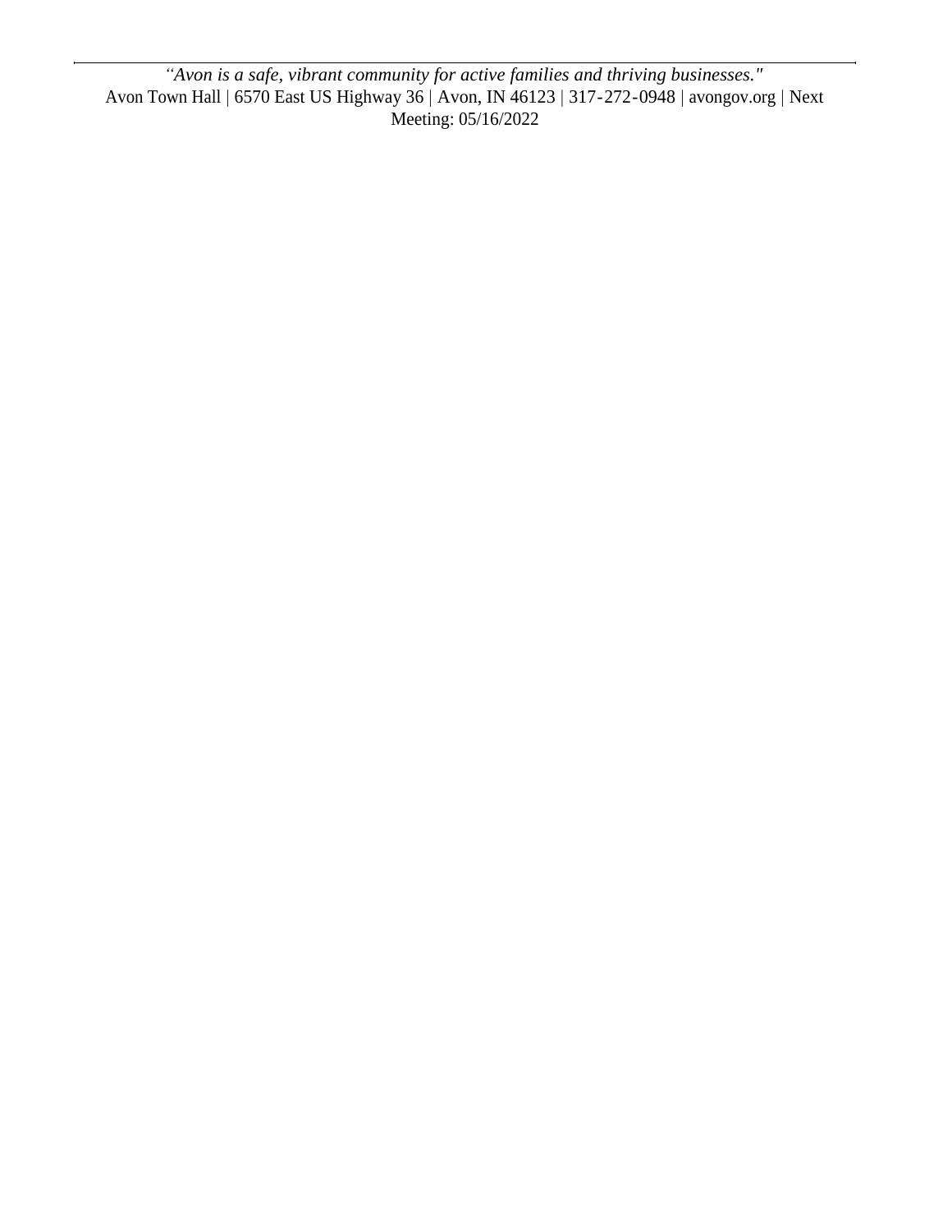*"Avon is a safe, vibrant community for active families and thriving businesses."*

Avon Town Hall | 6570 East US Highway 36 | Avon, IN 46123 | 317-272-0948 | avongov.org | Next Meeting: 05/16/2022